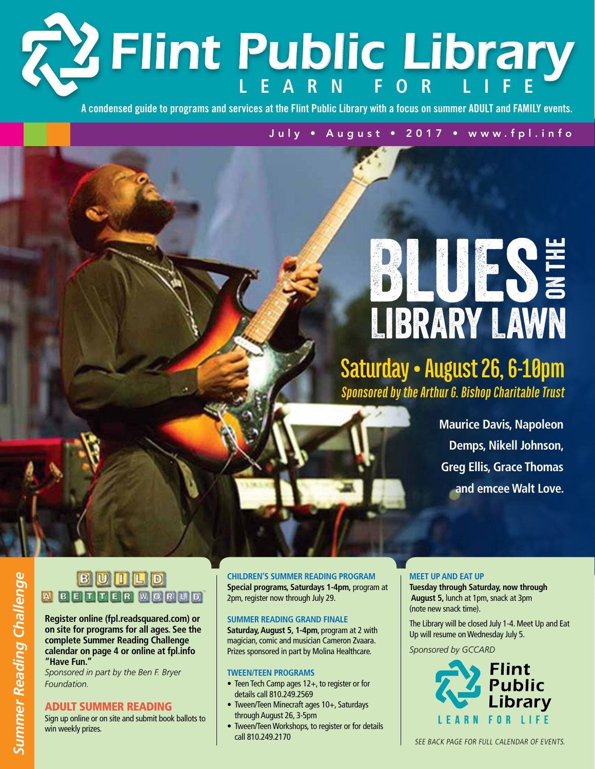# Flint Public Library

LEARN FOR LIFE

A condensed guide to programs and services at the Flint Public Library with a focus on summer ADULT and FAMILY events.

July • August • 2017 • www.fpl.info

## BLUES ON THE LIBRARY LAWN

**Saturday • August 26, 6-10pm**

*Sponsored by the Arthur G. Bishop Charitable Trust*

**Maurice Davis, Napoleon Demps, Nikell Johnson, Greg Ellis, Grace Thomas and emcee Walt Love.**

## Summer Reading Challenge

**BUILD A BETTER WORLD**

**Register online (fpl.readsquared.com) or on site for programs for all ages. See the complete Summer Reading Challenge calendar on page 4 or online at fpl.info "Have Fun."**

*Sponsored in part by the Ben F. Bryer Foundation.*

### ADULT SUMMER READING

Sign up online or on site and submit book ballots to win weekly prizes.

### CHILDREN'S SUMMER READING PROGRAM

**Special programs, Saturdays 1-4pm,** program at 2pm, register now through July 29.

### SUMMER READING GRAND FINALE

**Saturday, August 5, 1-4pm**, program at 2 with magician, comic and musician Cameron Zvaara. Prizes sponsored in part by Molina Healthcare.

### TWEEN/TEEN PROGRAMS

- Teen Tech Camp ages 12+, to register or for details call 810.249.2569
- Tween/Teen Minecraft ages 10+, Saturdays through August 26, 3-5pm
- Tween/Teen Workshops, to register or for details call 810.249.2170

### MEET UP AND EAT UP

**Tuesday through Saturday, now through August 5,** lunch at 1pm, snack at 3pm (note new snack time).

The Library will be closed July 1-4. Meet Up and Eat Up will resume on Wednesday July 5.

*Sponsored by GCCARD*

Flint Public Library
LEARN FOR LIFE

*SEE BACK PAGE FOR FULL CALENDAR OF EVENTS.*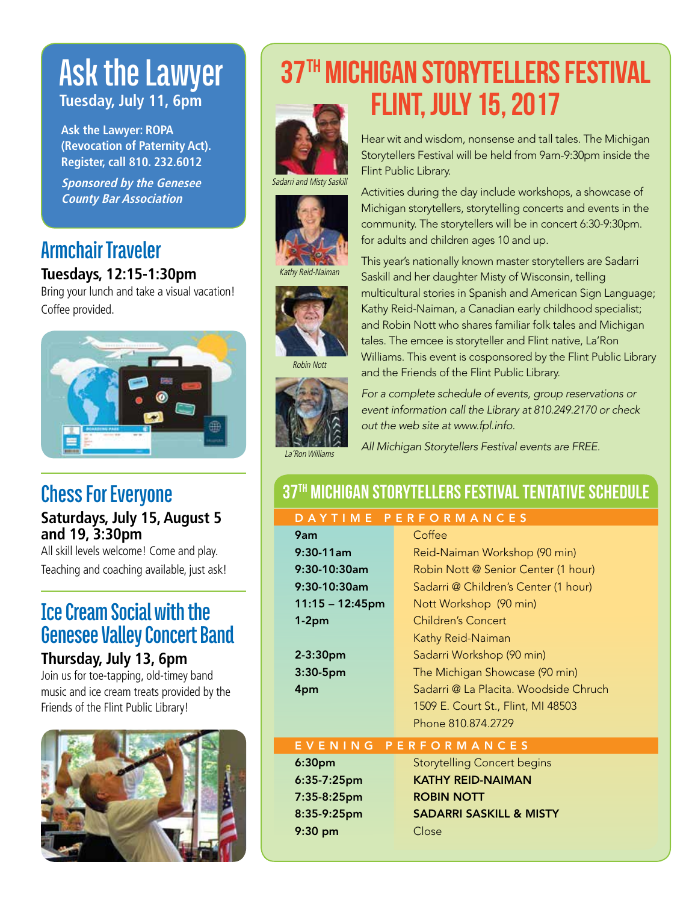## Ask the Lawyer

**Tuesday, July 11, 6pm**

**Ask the Lawyer: ROPA (Revocation of Paternity Act). Register, call 810. 232.6012**

***Sponsored by the Genesee County Bar Association***

## Armchair Traveler

**Tuesdays, 12:15-1:30pm**

Bring your lunch and take a visual vacation! Coffee provided.

## Chess For Everyone

**Saturdays, July 15, August 5 and 19, 3:30pm**

All skill levels welcome! Come and play. Teaching and coaching available, just ask!

## Ice Cream Social with the Genesee Valley Concert Band

**Thursday, July 13, 6pm**

Join us for toe-tapping, old-timey band music and ice cream treats provided by the Friends of the Flint Public Library!

# 37TH MICHIGAN STORYTELLERS FESTIVAL FLINT, JULY 15, 2017

*Sadarri and Misty Saskill*

*Kathy Reid-Naiman*

*Robin Nott*

*La'Ron Williams*

Hear wit and wisdom, nonsense and tall tales. The Michigan Storytellers Festival will be held from 9am-9:30pm inside the Flint Public Library.

Activities during the day include workshops, a showcase of Michigan storytellers, storytelling concerts and events in the community. The storytellers will be in concert 6:30-9:30pm. for adults and children ages 10 and up.

This year's nationally known master storytellers are Sadarri Saskill and her daughter Misty of Wisconsin, telling multicultural stories in Spanish and American Sign Language; Kathy Reid-Naiman, a Canadian early childhood specialist; and Robin Nott who shares familiar folk tales and Michigan tales. The emcee is storyteller and Flint native, La'Ron Williams. This event is cosponsored by the Flint Public Library and the Friends of the Flint Public Library.

*For a complete schedule of events, group reservations or event information call the Library at 810.249.2170 or check out the web site at www.fpl.info.*

*All Michigan Storytellers Festival events are FREE.*

## 37TH MICHIGAN STORYTELLERS FESTIVAL TENTATIVE SCHEDULE

### DAYTIME PERFORMANCES

| Time | Event |
|---|---|
| **9am** | Coffee |
| **9:30-11am** | Reid-Naiman Workshop (90 min) |
| **9:30-10:30am** | Robin Nott @ Senior Center (1 hour) |
| **9:30-10:30am** | Sadarri @ Children's Center (1 hour) |
| **11:15 – 12:45pm** | Nott Workshop (90 min) |
| **1-2pm** | Children's Concert<br>Kathy Reid-Naiman |
| **2-3:30pm** | Sadarri Workshop (90 min) |
| **3:30-5pm** | The Michigan Showcase (90 min) |
| **4pm** | Sadarri @ La Placita. Woodside Chruch<br>1509 E. Court St., Flint, MI 48503<br>Phone 810.874.2729 |

### EVENING PERFORMANCES

| Time | Event |
|---|---|
| **6:30pm** | Storytelling Concert begins |
| **6:35-7:25pm** | **KATHY REID-NAIMAN** |
| **7:35-8:25pm** | **ROBIN NOTT** |
| **8:35-9:25pm** | **SADARRI SASKILL & MISTY** |
| **9:30 pm** | Close |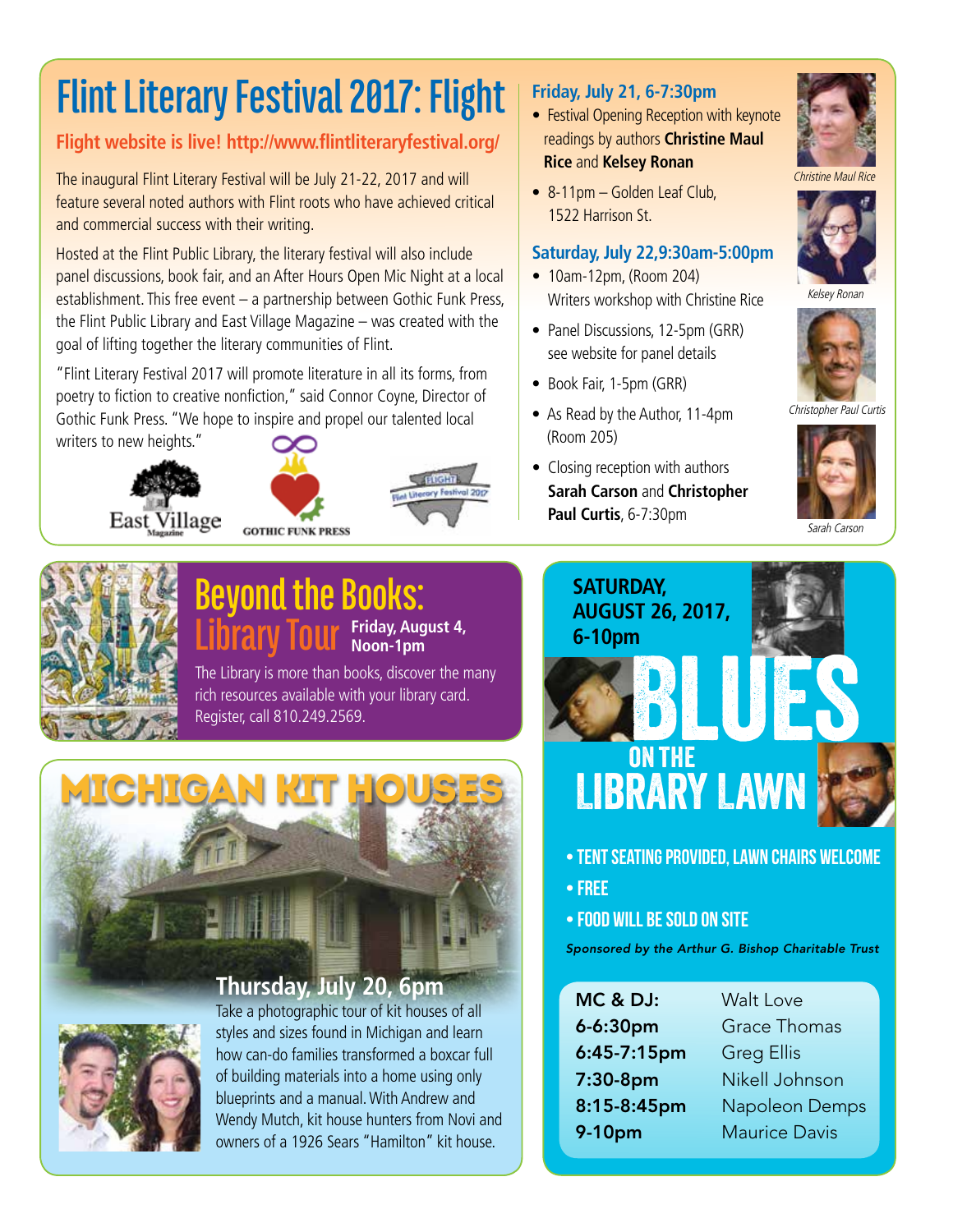# Flint Literary Festival 2017: Flight

**Flight website is live! http://www.flintliteraryfestival.org/**

The inaugural Flint Literary Festival will be July 21-22, 2017 and will feature several noted authors with Flint roots who have achieved critical and commercial success with their writing.

Hosted at the Flint Public Library, the literary festival will also include panel discussions, book fair, and an After Hours Open Mic Night at a local establishment. This free event – a partnership between Gothic Funk Press, the Flint Public Library and East Village Magazine – was created with the goal of lifting together the literary communities of Flint.

"Flint Literary Festival 2017 will promote literature in all its forms, from poetry to fiction to creative nonfiction," said Connor Coyne, Director of Gothic Funk Press. "We hope to inspire and propel our talented local writers to new heights."

East Village Magazine

GOTHIC FUNK PRESS

FLIGHT Flint Literary Festival 2017

### Friday, July 21, 6-7:30pm

- Festival Opening Reception with keynote readings by authors **Christine Maul Rice** and **Kelsey Ronan**
- 8-11pm – Golden Leaf Club, 1522 Harrison St.

### Saturday, July 22,9:30am-5:00pm

- 10am-12pm, (Room 204) Writers workshop with Christine Rice
- Panel Discussions, 12-5pm (GRR) see website for panel details
- Book Fair, 1-5pm (GRR)
- As Read by the Author, 11-4pm (Room 205)
- Closing reception with authors **Sarah Carson** and **Christopher Paul Curtis**, 6-7:30pm

*Christine Maul Rice*

*Kelsey Ronan*

*Christopher Paul Curtis*

*Sarah Carson*

# Beyond the Books: Library Tour

**Friday, August 4, Noon-1pm**

The Library is more than books, discover the many rich resources available with your library card. Register, call 810.249.2569.

# Michigan Kit Houses

## Thursday, July 20, 6pm

Take a photographic tour of kit houses of all styles and sizes found in Michigan and learn how can-do families transformed a boxcar full of building materials into a home using only blueprints and a manual. With Andrew and Wendy Mutch, kit house hunters from Novi and owners of a 1926 Sears "Hamilton" kit house.

**SATURDAY, AUGUST 26, 2017, 6-10pm**

# BLUES ON THE LIBRARY LAWN

- **TENT SEATING PROVIDED, LAWN CHAIRS WELCOME**
- **FREE**
- **FOOD WILL BE SOLD ON SITE**

*Sponsored by the Arthur G. Bishop Charitable Trust*

| | |
|---|---|
| **MC & DJ:** | Walt Love |
| **6-6:30pm** | Grace Thomas |
| **6:45-7:15pm** | Greg Ellis |
| **7:30-8pm** | Nikell Johnson |
| **8:15-8:45pm** | Napoleon Demps |
| **9-10pm** | Maurice Davis |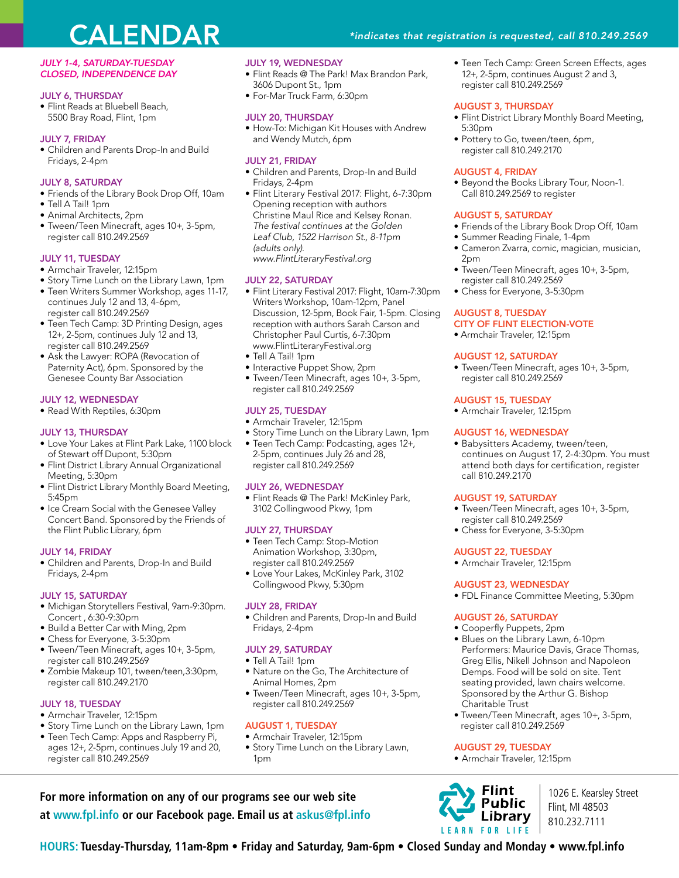# CALENDAR

*\*indicates that registration is requested, call 810.249.2569*

***JULY 1-4, SATURDAY-TUESDAY***
***CLOSED, INDEPENDENCE DAY***

### JULY 6, THURSDAY
- Flint Reads at Bluebell Beach, 5500 Bray Road, Flint, 1pm

### JULY 7, FRIDAY
- Children and Parents Drop-In and Build Fridays, 2-4pm

### JULY 8, SATURDAY
- Friends of the Library Book Drop Off, 10am
- Tell A Tail! 1pm
- Animal Architects, 2pm
- Tween/Teen Minecraft, ages 10+, 3-5pm, register call 810.249.2569

### JULY 11, TUESDAY
- Armchair Traveler, 12:15pm
- Story Time Lunch on the Library Lawn, 1pm
- Teen Writers Summer Workshop, ages 11-17, continues July 12 and 13, 4-6pm, register call 810.249.2569
- Teen Tech Camp: 3D Printing Design, ages 12+, 2-5pm, continues July 12 and 13, register call 810.249.2569
- Ask the Lawyer: ROPA (Revocation of Paternity Act), 6pm. Sponsored by the Genesee County Bar Association

### JULY 12, WEDNESDAY
- Read With Reptiles, 6:30pm

### JULY 13, THURSDAY
- Love Your Lakes at Flint Park Lake, 1100 block of Stewart off Dupont, 5:30pm
- Flint District Library Annual Organizational Meeting, 5:30pm
- Flint District Library Monthly Board Meeting, 5:45pm
- Ice Cream Social with the Genesee Valley Concert Band. Sponsored by the Friends of the Flint Public Library, 6pm

### JULY 14, FRIDAY
- Children and Parents, Drop-In and Build Fridays, 2-4pm

### JULY 15, SATURDAY
- Michigan Storytellers Festival, 9am-9:30pm. Concert , 6:30-9:30pm
- Build a Better Car with Ming, 2pm
- Chess for Everyone, 3-5:30pm
- Tween/Teen Minecraft, ages 10+, 3-5pm, register call 810.249.2569
- Zombie Makeup 101, tween/teen,3:30pm, register call 810.249.2170

### JULY 18, TUESDAY
- Armchair Traveler, 12:15pm
- Story Time Lunch on the Library Lawn, 1pm
- Teen Tech Camp: Apps and Raspberry Pi, ages 12+, 2-5pm, continues July 19 and 20, register call 810.249.2569

### JULY 19, WEDNESDAY
- Flint Reads @ The Park! Max Brandon Park, 3606 Dupont St., 1pm
- For-Mar Truck Farm, 6:30pm

### JULY 20, THURSDAY
- How-To: Michigan Kit Houses with Andrew and Wendy Mutch, 6pm

### JULY 21, FRIDAY
- Children and Parents, Drop-In and Build Fridays, 2-4pm
- Flint Literary Festival 2017: Flight, 6-7:30pm Opening reception with authors Christine Maul Rice and Kelsey Ronan. *The festival continues at the Golden Leaf Club, 1522 Harrison St., 8-11pm (adults only). www.FlintLiteraryFestival.org*

### JULY 22, SATURDAY
- Flint Literary Festival 2017: Flight, 10am-7:30pm Writers Workshop, 10am-12pm, Panel Discussion, 12-5pm, Book Fair, 1-5pm. Closing reception with authors Sarah Carson and Christopher Paul Curtis, 6-7:30pm www.FlintLiteraryFestival.org
- Tell A Tail! 1pm
- Interactive Puppet Show, 2pm
- Tween/Teen Minecraft, ages 10+, 3-5pm, register call 810.249.2569

### JULY 25, TUESDAY
- Armchair Traveler, 12:15pm
- Story Time Lunch on the Library Lawn, 1pm
- Teen Tech Camp: Podcasting, ages 12+, 2-5pm, continues July 26 and 28, register call 810.249.2569

### JULY 26, WEDNESDAY
- Flint Reads @ The Park! McKinley Park, 3102 Collingwood Pkwy, 1pm

### JULY 27, THURSDAY
- Teen Tech Camp: Stop-Motion Animation Workshop, 3:30pm, register call 810.249.2569
- Love Your Lakes, McKinley Park, 3102 Collingwood Pkwy, 5:30pm

### JULY 28, FRIDAY
- Children and Parents, Drop-In and Build Fridays, 2-4pm

### JULY 29, SATURDAY
- Tell A Tail! 1pm
- Nature on the Go, The Architecture of Animal Homes, 2pm
- Tween/Teen Minecraft, ages 10+, 3-5pm, register call 810.249.2569

### AUGUST 1, TUESDAY
- Armchair Traveler, 12:15pm
- Story Time Lunch on the Library Lawn, 1pm
- Teen Tech Camp: Green Screen Effects, ages 12+, 2-5pm, continues August 2 and 3, register call 810.249.2569

### AUGUST 3, THURSDAY
- Flint District Library Monthly Board Meeting, 5:30pm
- Pottery to Go, tween/teen, 6pm, register call 810.249.2170

### AUGUST 4, FRIDAY
- Beyond the Books Library Tour, Noon-1. Call 810.249.2569 to register

### AUGUST 5, SATURDAY
- Friends of the Library Book Drop Off, 10am
- Summer Reading Finale, 1-4pm
- Cameron Zvarra, comic, magician, musician, 2pm
- Tween/Teen Minecraft, ages 10+, 3-5pm, register call 810.249.2569
- Chess for Everyone, 3-5:30pm

### AUGUST 8, TUESDAY
### CITY OF FLINT ELECTION-VOTE
- Armchair Traveler, 12:15pm

### AUGUST 12, SATURDAY
- Tween/Teen Minecraft, ages 10+, 3-5pm, register call 810.249.2569

### AUGUST 15, TUESDAY
- Armchair Traveler, 12:15pm

### AUGUST 16, WEDNESDAY
- Babysitters Academy, tween/teen, continues on August 17, 2-4:30pm. You must attend both days for certification, register call 810.249.2170

### AUGUST 19, SATURDAY
- Tween/Teen Minecraft, ages 10+, 3-5pm, register call 810.249.2569
- Chess for Everyone, 3-5:30pm

### AUGUST 22, TUESDAY
- Armchair Traveler, 12:15pm

### AUGUST 23, WEDNESDAY
- FDL Finance Committee Meeting, 5:30pm

### AUGUST 26, SATURDAY
- Cooperfly Puppets, 2pm
- Blues on the Library Lawn, 6-10pm Performers: Maurice Davis, Grace Thomas, Greg Ellis, Nikell Johnson and Napoleon Demps. Food will be sold on site. Tent seating provided, lawn chairs welcome. Sponsored by the Arthur G. Bishop Charitable Trust
- Tween/Teen Minecraft, ages 10+, 3-5pm, register call 810.249.2569

### AUGUST 29, TUESDAY
- Armchair Traveler, 12:15pm

**For more information on any of our programs see our web site at www.fpl.info or our Facebook page. Email us at askus@fpl.info**

Flint Public Library
LEARN FOR LIFE

1026 E. Kearsley Street
Flint, MI 48503
810.232.7111

**HOURS: Tuesday-Thursday, 11am-8pm • Friday and Saturday, 9am-6pm • Closed Sunday and Monday • www.fpl.info**